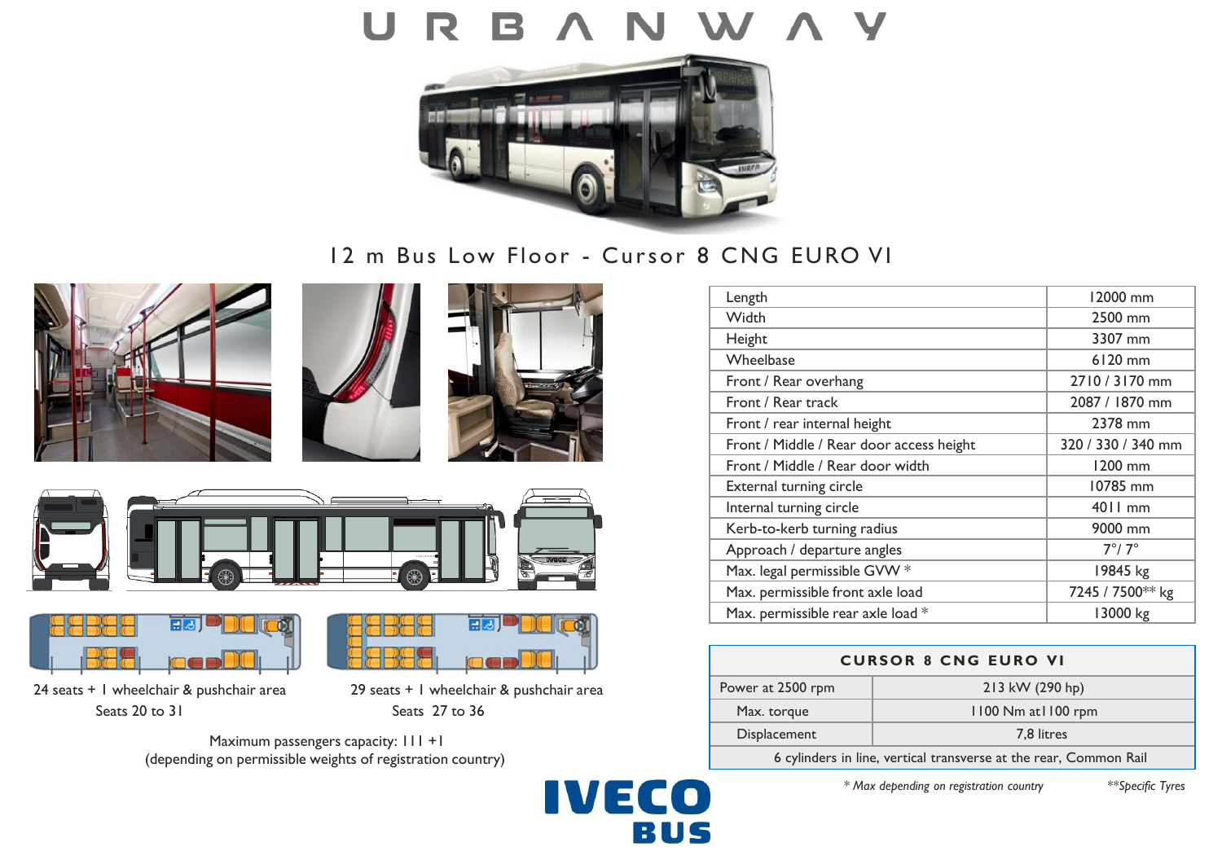# URBANWAY

## 12 m Bus Low Floor - Cursor 8 CNG EURO VI

24 seats + 1 wheelchair & pushchair area
Seats 20 to 31

29 seats + 1 wheelchair & pushchair area
Seats 27 to 36

Maximum passengers capacity: 111 +1
(depending on permissible weights of registration country)

| | |
|---|---|
| Length | 12000 mm |
| Width | 2500 mm |
| Height | 3307 mm |
| Wheelbase | 6120 mm |
| Front / Rear overhang | 2710 / 3170 mm |
| Front / Rear track | 2087 / 1870 mm |
| Front / rear internal height | 2378 mm |
| Front / Middle / Rear door access height | 320 / 330 / 340 mm |
| Front / Middle / Rear door width | 1200 mm |
| External turning circle | 10785 mm |
| Internal turning circle | 4011 mm |
| Kerb-to-kerb turning radius | 9000 mm |
| Approach / departure angles | 7°/ 7° |
| Max. legal permissible GVW * | 19845 kg |
| Max. permissible front axle load | 7245 / 7500** kg |
| Max. permissible rear axle load * | 13000 kg |

| CURSOR 8 CNG EURO VI | |
|---|---|
| Power at 2500 rpm | 213 kW (290 hp) |
| Max. torque | 1100 Nm at1100 rpm |
| Displacement | 7,8 litres |
| 6 cylinders in line, vertical transverse at the rear, Common Rail | |

*\* Max depending on registration country*

*\*\*Specific Tyres*

IVECO BUS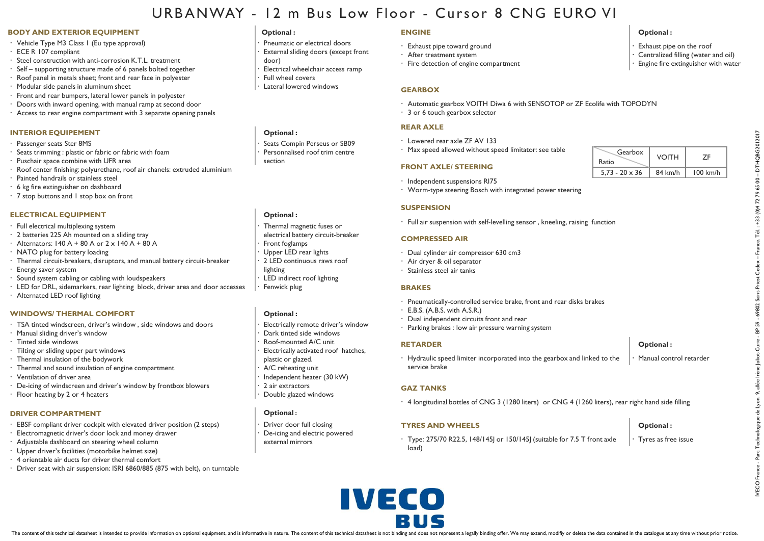# URBANWAY - 12 m Bus Low Floor - Cursor 8 CNG EURO VI

## BODY AND EXTERIOR EQUIPMENT

- Vehicle Type M3 Class I (Eu type approval)
- ECE R 107 compliant
- Steel construction with anti-corrosion K.T.L. treatment
- Self – supporting structure made of 6 panels bolted together
- Roof panel in metals sheet; front and rear face in polyester
- Modular side panels in aluminum sheet
- Front and rear bumpers, lateral lower panels in polyester
- Doors with inward opening, with manual ramp at second door
- Access to rear engine compartment with 3 separate opening panels

**Optional :**

- Pneumatic or electrical doors
- External sliding doors (except front door)
- Electrical wheelchair access ramp
- Full wheel covers
- Lateral lowered windows

## INTERIOR EQUIPEMENT

- Passenger seats Ster 8MS
- Seats trimming : plastic or fabric or fabric with foam
- Puschair space combine with UFR area
- Roof center finishing: polyurethane, roof air chanels: extruded aluminium
- Painted handrails or stainless steel
- 6 kg fire extinguisher on dashboard
- 7 stop buttons and 1 stop box on front

**Optional :**

- Seats Compin Perseus or SB09
- Personnalised roof trim centre section

## ELECTRICAL EQUIPMENT

- Full electrical multiplexing system
- 2 batteries 225 Ah mounted on a sliding tray
- Alternators: 140 A + 80 A or 2 x 140 A + 80 A
- NATO plug for battery loading
- Thermal circuit-breakers, disruptors, and manual battery circuit-breaker
- Energy saver system
- Sound system cabling or cabling with loudspeakers
- LED for DRL, sidemarkers, rear lighting block, driver area and door accesses
- Alternated LED roof lighting

**Optional :**

- Thermal magnetic fuses or electrical battery circuit-breaker
- Front foglamps
- Upper LED rear lights
- 2 LED continuous raws roof lighting
- LED indirect roof lighting
- Fenwick plug

## WINDOWS/ THERMAL COMFORT

- TSA tinted windscreen, driver's window , side windows and doors
- Manual sliding driver's window
- Tinted side windows
- Tilting or sliding upper part windows
- Thermal insulation of the bodywork
- Thermal and sound insulation of engine compartment
- Ventilation of driver area
- De-icing of windscreen and driver's window by frontbox blowers
- Floor heating by 2 or 4 heaters

**Optional :**

- Electrically remote driver's window
- Dark tinted side windows
- Roof-mounted A/C unit
- Electrically activated roof hatches, plastic or glazed.
- A/C reheating unit
- Independent heater (30 kW)
- 2 air extractors
- Double glazed windows

## DRIVER COMPARTMENT

- EBSF compliant driver cockpit with elevated driver position (2 steps)
- Electromagnetic driver's door lock and money drawer
- Adjustable dashboard on steering wheel column
- Upper driver's facilities (motorbike helmet size)
- 4 orientable air ducts for driver thermal comfort
- Driver seat with air suspension: ISRI 6860/885 (875 with belt), on turntable

**Optional :**

- Driver door full closing
- De-icing and electric powered external mirrors

## ENGINE

- Exhaust pipe toward ground
- After treatment system
- Fire detection of engine compartment

**Optional :**

- Exhaust pipe on the roof
- Centralized filling (water and oil)
- Engine fire extinguisher with water

## GEARBOX

- Automatic gearbox VOITH Diwa 6 with SENSOTOP or ZF Ecolife with TOPODYN
- 3 or 6 touch gearbox selector

## REAR AXLE

- Lowered rear axle ZF AV 133
- Max speed allowed without speed limitator: see table

| Gearbox / Ratio | VOITH | ZF |
|---|---|---|
| 5,73 - 20 x 36 | 84 km/h | 100 km/h |

## FRONT AXLE/ STEERING

- Independent suspensions RI75
- Worm-type steering Bosch with integrated power steering

## SUSPENSION

- Full air suspension with self-levelling sensor , kneeling, raising function

## COMPRESSED AIR

- Dual cylinder air compressor 630 cm3
- Air dryer & oil separator
- Stainless steel air tanks

## BRAKES

- Pneumatically-controlled service brake, front and rear disks brakes
- E.B.S. (A.B.S. with A.S.R.)
- Dual independent circuits front and rear
- Parking brakes : low air pressure warning system

## RETARDER

- Hydraulic speed limiter incorporated into the gearbox and linked to the service brake

**Optional :**

- Manual control retarder

## GAZ TANKS

- 4 longitudinal bottles of CNG 3 (1280 liters) or CNG 4 (1260 liters), rear right hand side filling

## TYRES AND WHEELS

- Type: 275/70 R22.5, 148/145J or 150/145J (suitable for 7.5 T front axle load)

**Optional :**

- Tyres as free issue

IVECO BUS

IVECO France - Parc Technologique de Lyon. 9, allée Irène Joliot-Curie - BP 59 - 69802 Saint-Priest Cedex – France. Tél. : +33 (0)4 72 79 65 00 – DTHQBG201217

The content of this technical datasheet is intended to provide information on optional equipment, and is informative in nature. The content of this technical datasheet is not binding and does not represent a legally binding offer. We may extend, modify or delete the data contained in the catalogue at any time without prior notice.